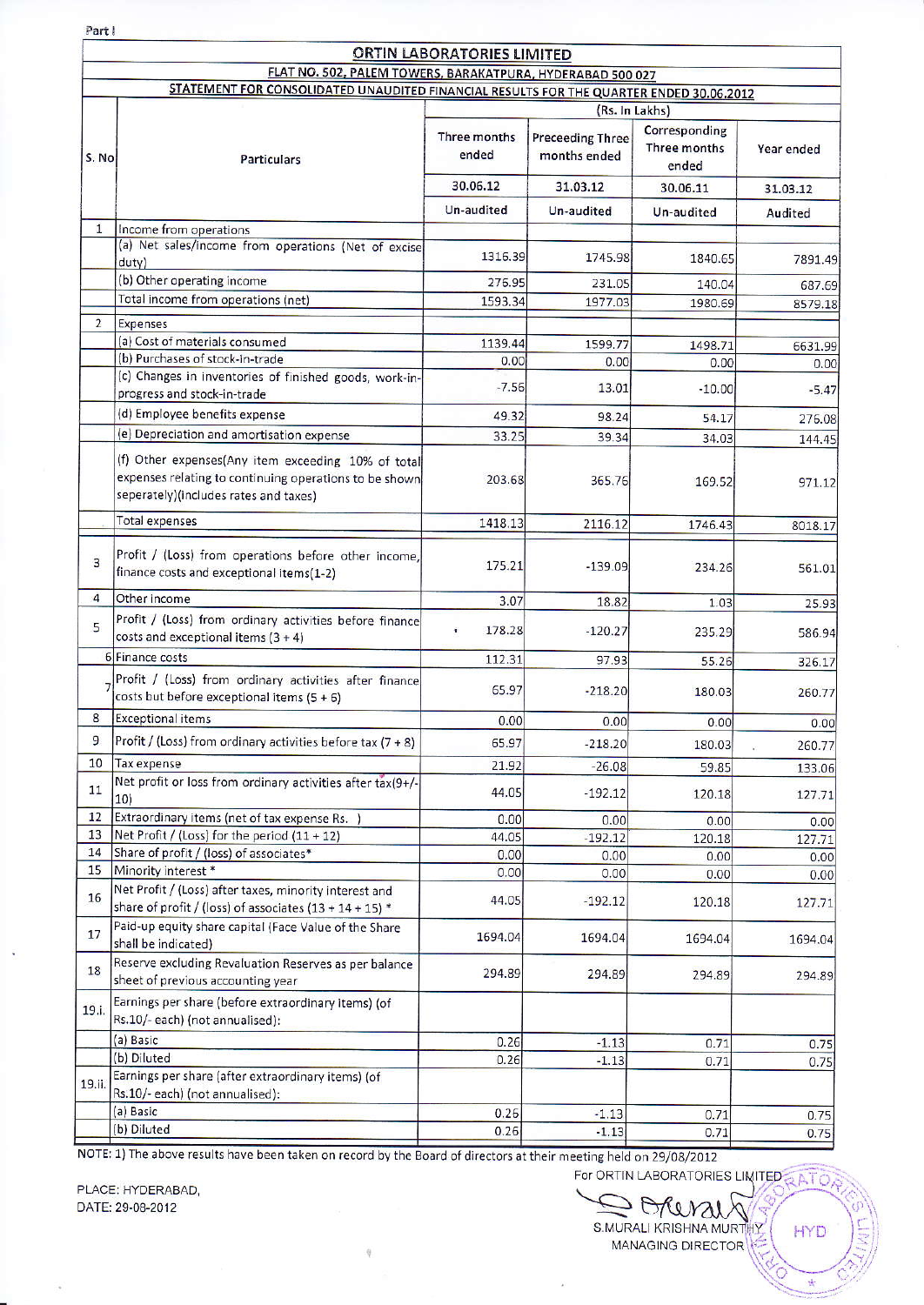Part I

# ORTIN LABORATORIES LIMITED

## FLAT NO. 502, PALEM TOWERS, BARAKATPURA, HYDERABAD 500 027

### STATEMENT FOR CONSOLIDATED UNAUDITED FINANCIAL RESULTS FOR THE QUARTER ENDED 30.06.2012

| S. No | Particulars | (Rs. In Lakhs) | | | |
|---|---|---|---|---|---|
| | | Three months ended | Preceeding Three months ended | Corresponding Three months ended | Year ended |
| | | 30.06.12 | 31.03.12 | 30.06.11 | 31.03.12 |
| | | Un-audited | Un-audited | Un-audited | Audited |
| 1 | Income from operations | | | | |
| | (a) Net sales/income from operations (Net of excise duty) | 1316.39 | 1745.98 | 1840.65 | 7891.49 |
| | (b) Other operating income | 276.95 | 231.05 | 140.04 | 687.69 |
| | Total income from operations (net) | 1593.34 | 1977.03 | 1980.69 | 8579.18 |
| 2 | Expenses | | | | |
| | (a) Cost of materials consumed | 1139.44 | 1599.77 | 1498.71 | 6631.99 |
| | (b) Purchases of stock-in-trade | 0.00 | 0.00 | 0.00 | 0.00 |
| | (c) Changes in inventories of finished goods, work-in-progress and stock-in-trade | -7.56 | 13.01 | -10.00 | -5.47 |
| | (d) Employee benefits expense | 49.32 | 98.24 | 54.17 | 276.08 |
| | (e) Depreciation and amortisation expense | 33.25 | 39.34 | 34.03 | 144.45 |
| | (f) Other expenses(Any item exceeding 10% of total expenses relating to continuing operations to be shown seperately)(includes rates and taxes) | 203.68 | 365.76 | 169.52 | 971.12 |
| | Total expenses | 1418.13 | 2116.12 | 1746.43 | 8018.17 |
| 3 | Profit / (Loss) from operations before other income, finance costs and exceptional items(1-2) | 175.21 | -139.09 | 234.26 | 561.01 |
| 4 | Other Income | 3.07 | 18.82 | 1.03 | 25.93 |
| 5 | Profit / (Loss) from ordinary activities before finance costs and exceptional items (3 + 4) | 178.28 | -120.27 | 235.29 | 586.94 |
| 6 | Finance costs | 112.31 | 97.93 | 55.26 | 326.17 |
| 7 | Profit / (Loss) from ordinary activities after finance costs but before exceptional items (5 + 6) | 65.97 | -218.20 | 180.03 | 260.77 |
| 8 | Exceptional items | 0.00 | 0.00 | 0.00 | 0.00 |
| 9 | Profit / (Loss) from ordinary activities before tax (7 + 8) | 65.97 | -218.20 | 180.03 | 260.77 |
| 10 | Tax expense | 21.92 | -26.08 | 59.85 | 133.06 |
| 11 | Net profit or loss from ordinary activities after tax(9+/-10) | 44.05 | -192.12 | 120.18 | 127.71 |
| 12 | Extraordinary items (net of tax expense Rs. ) | 0.00 | 0.00 | 0.00 | 0.00 |
| 13 | Net Profit / (Loss) for the period (11 + 12) | 44.05 | -192.12 | 120.18 | 127.71 |
| 14 | Share of profit / (loss) of associates* | 0.00 | 0.00 | 0.00 | 0.00 |
| 15 | Minority interest * | 0.00 | 0.00 | 0.00 | 0.00 |
| 16 | Net Profit / (Loss) after taxes, minority interest and share of profit / (loss) of associates (13 + 14 + 15) * | 44.05 | -192.12 | 120.18 | 127.71 |
| 17 | Paid-up equity share capital (Face Value of the Share shall be indicated) | 1694.04 | 1694.04 | 1694.04 | 1694.04 |
| 18 | Reserve excluding Revaluation Reserves as per balance sheet of previous accounting year | 294.89 | 294.89 | 294.89 | 294.89 |
| 19.i. | Earnings per share (before extraordinary items) (of Rs.10/- each) (not annualised): | | | | |
| | (a) Basic | 0.26 | -1.13 | 0.71 | 0.75 |
| | (b) Diluted | 0.26 | -1.13 | 0.71 | 0.75 |
| 19.ii. | Earnings per share (after extraordinary items) (of Rs.10/- each) (not annualised): | | | | |
| | (a) Basic | 0.26 | -1.13 | 0.71 | 0.75 |
| | (b) Diluted | 0.26 | -1.13 | 0.71 | 0.75 |

NOTE: 1) The above results have been taken on record by the Board of directors at their meeting held on 29/08/2012

PLACE: HYDERABAD,
DATE: 29-08-2012

For ORTIN LABORATORIES LIMITED

S.MURALI KRISHNA MURTHY
MANAGING DIRECTOR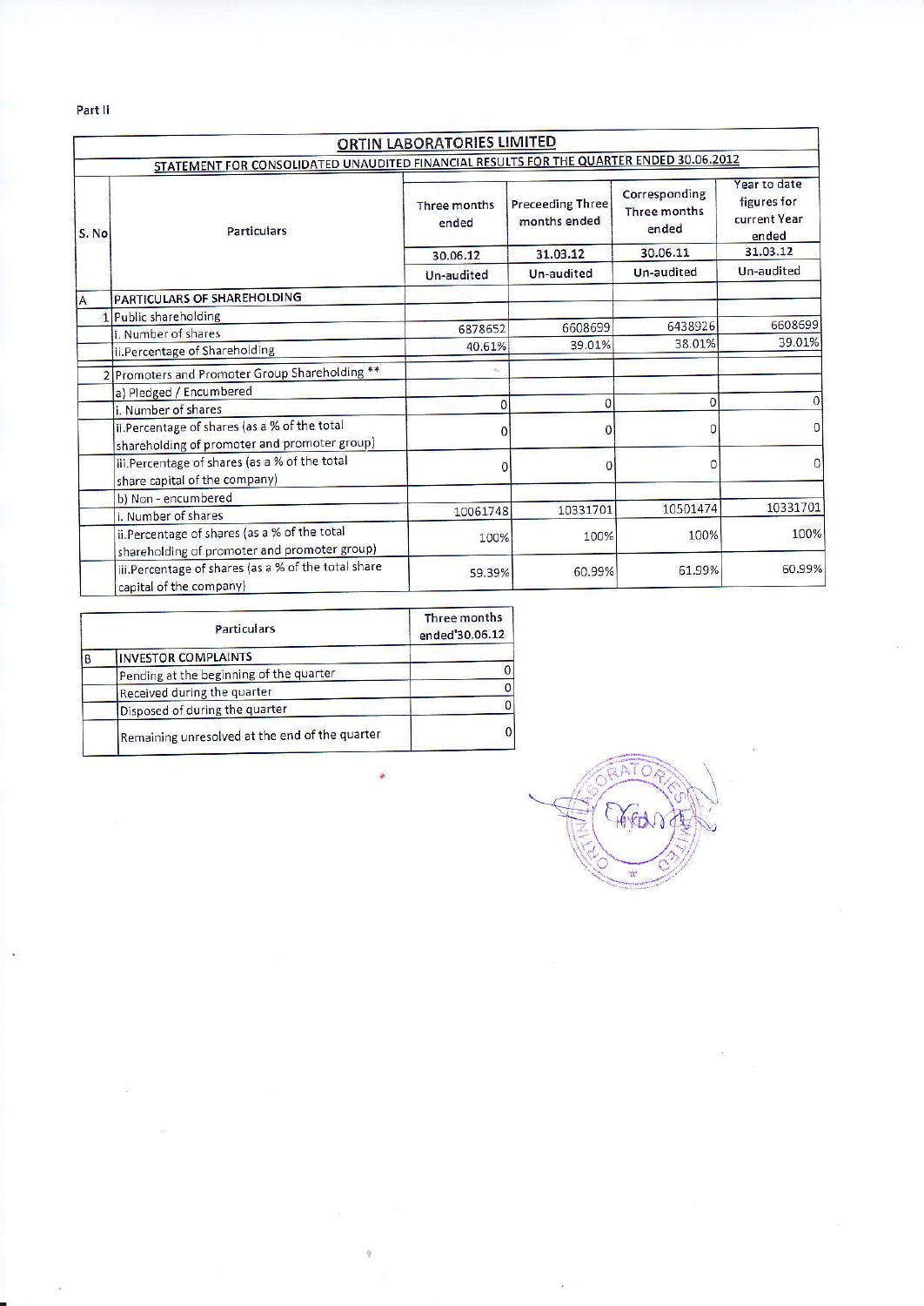Part II

## ORTIN LABORATORIES LIMITED

### STATEMENT FOR CONSOLIDATED UNAUDITED FINANCIAL RESULTS FOR THE QUARTER ENDED 30.06.2012

| S. No | Particulars | Three months ended | Preceeding Three months ended | Corresponding Three months ended | Year to date figures for current Year ended |
|---|---|---|---|---|---|
| | | 30.06.12 | 31.03.12 | 30.06.11 | 31.03.12 |
| | | Un-audited | Un-audited | Un-audited | Un-audited |
| A | PARTICULARS OF SHAREHOLDING | | | | |
| 1 | Public shareholding | | | | |
| | i. Number of shares | 6878652 | 6608699 | 6438926 | 6608699 |
| | ii.Percentage of Shareholding | 40.61% | 39.01% | 38.01% | 39.01% |
| 2 | Promoters and Promoter Group Shareholding ** | | | | |
| | a) Pledged / Encumbered | | | | |
| | i. Number of shares | 0 | 0 | 0 | 0 |
| | ii.Percentage of shares (as a % of the total shareholding of promoter and promoter group) | 0 | 0 | 0 | 0 |
| | iii.Percentage of shares (as a % of the total share capital of the company) | 0 | 0 | 0 | 0 |
| | b) Non - encumbered | | | | |
| | i. Number of shares | 10061748 | 10331701 | 10501474 | 10331701 |
| | ii.Percentage of shares (as a % of the total shareholding of promoter and promoter group) | 100% | 100% | 100% | 100% |
| | iii.Percentage of shares (as a % of the total share capital of the company) | 59.39% | 60.99% | 61.99% | 60.99% |

| | Particulars | Three months ended'30.06.12 |
|---|---|---|
| B | INVESTOR COMPLAINTS | |
| | Pending at the beginning of the quarter | 0 |
| | Received during the quarter | 0 |
| | Disposed of during the quarter | 0 |
| | Remaining unresolved at the end of the quarter | 0 |